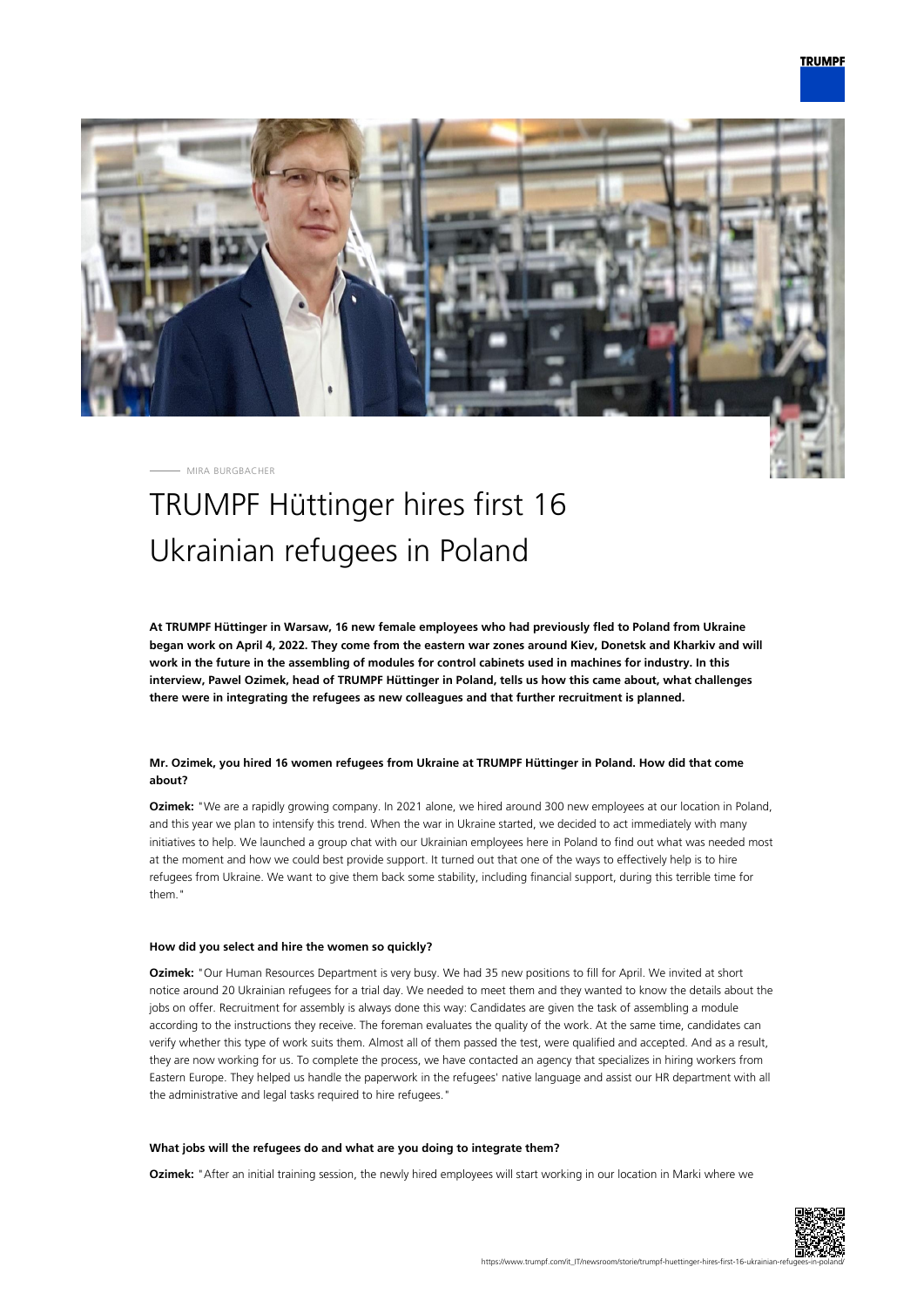MIRA BURGBACHER

# TRUMPF Hüttinger hires first 16 Ukrainian refugees in Poland

**At TRUMPF Hüttinger in Warsaw, 16 new female employees who had previously fled to Poland from Ukraine began work on April 4, 2022. They come from the eastern war zones around Kiev, Donetsk and Kharkiv and will work in the future in the assembling of modules for control cabinets used in machines for industry. In this interview, Pawel Ozimek, head of TRUMPF Hüttinger in Poland, tells us how this came about, what challenges there were in integrating the refugees as new colleagues and that further recruitment is planned.**

### Mr. Ozimek, you hired 16 women refugees from Ukraine at TRUMPF Hüttinger in Poland. How did that come about?

**Ozimek:** "We are a rapidly growing company. In 2021 alone, we hired around 300 new employees at our location in Poland, and this year we plan to intensify this trend. When the war in Ukraine started, we decided to act immediately with many initiatives to help. We launched a group chat with our Ukrainian employees here in Poland to find out what was needed most at the moment and how we could best provide support. It turned out that one of the ways to effectively help is to hire refugees from Ukraine. We want to give them back some stability, including financial support, during this terrible time for them."

#### How did you select and hire the women so quickly?

**Ozimek:** "Our Human Resources Department is very busy. We had 35 new positions to fill for April. We invited at short notice around 20 Ukrainian refugees for a trial day. We needed to meet them and they wanted to know the details about the jobs on offer. Recruitment for assembly is always done this way: Candidates are given the task of assembling a module according to the instructions they receive. The foreman evaluates the quality of the work. At the same time, candidates can verify whether this type of work suits them. Almost all of them passed the test, were qualified and accepted. And as a result, they are now working for us. To complete the process, we have contacted an agency that specializes in hiring workers from Eastern Europe. They helped us handle the paperwork in the refugees' native language and assist our HR department with all the administrative and legal tasks required to hire refugees."

#### What jobs will the refugees do and what are you doing to integrate them?

**Ozimek:** "After an initial training session, the newly hired employees will start working in our location in Marki where we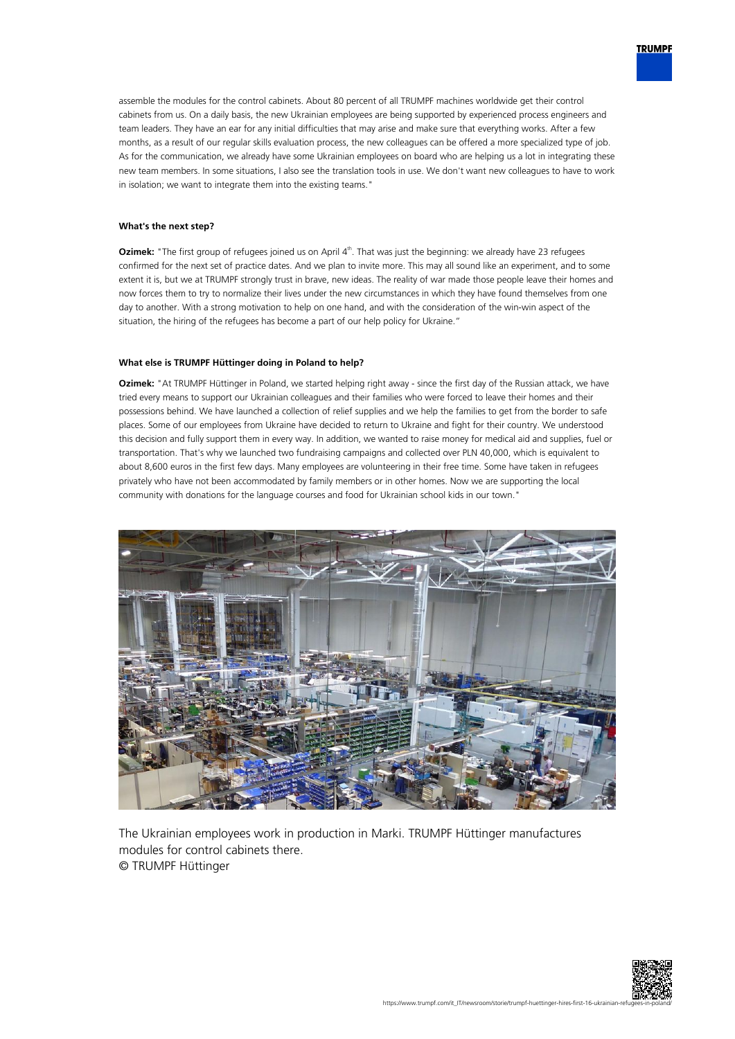assemble the modules for the control cabinets. About 80 percent of all TRUMPF machines worldwide get their control cabinets from us. On a daily basis, the new Ukrainian employees are being supported by experienced process engineers and team leaders. They have an ear for any initial difficulties that may arise and make sure that everything works. After a few months, as a result of our regular skills evaluation process, the new colleagues can be offered a more specialized type of job. As for the communication, we already have some Ukrainian employees on board who are helping us a lot in integrating these new team members. In some situations, I also see the translation tools in use. We don't want new colleagues to have to work in isolation; we want to integrate them into the existing teams."

#### What's the next step?

**Ozimek:** "The first group of refugees joined us on April 4th. That was just the beginning: we already have 23 refugees confirmed for the next set of practice dates. And we plan to invite more. This may all sound like an experiment, and to some extent it is, but we at TRUMPF strongly trust in brave, new ideas. The reality of war made those people leave their homes and now forces them to try to normalize their lives under the new circumstances in which they have found themselves from one day to another. With a strong motivation to help on one hand, and with the consideration of the win-win aspect of the situation, the hiring of the refugees has become a part of our help policy for Ukraine."

#### What else is TRUMPF Hüttinger doing in Poland to help?

**Ozimek:** "At TRUMPF Hüttinger in Poland, we started helping right away - since the first day of the Russian attack, we have tried every means to support our Ukrainian colleagues and their families who were forced to leave their homes and their possessions behind. We have launched a collection of relief supplies and we help the families to get from the border to safe places. Some of our employees from Ukraine have decided to return to Ukraine and fight for their country. We understood this decision and fully support them in every way. In addition, we wanted to raise money for medical aid and supplies, fuel or transportation. That's why we launched two fundraising campaigns and collected over PLN 40,000, which is equivalent to about 8,600 euros in the first few days. Many employees are volunteering in their free time. Some have taken in refugees privately who have not been accommodated by family members or in other homes. Now we are supporting the local community with donations for the language courses and food for Ukrainian school kids in our town."

The Ukrainian employees work in production in Marki. TRUMPF Hüttinger manufactures modules for control cabinets there.
© TRUMPF Hüttinger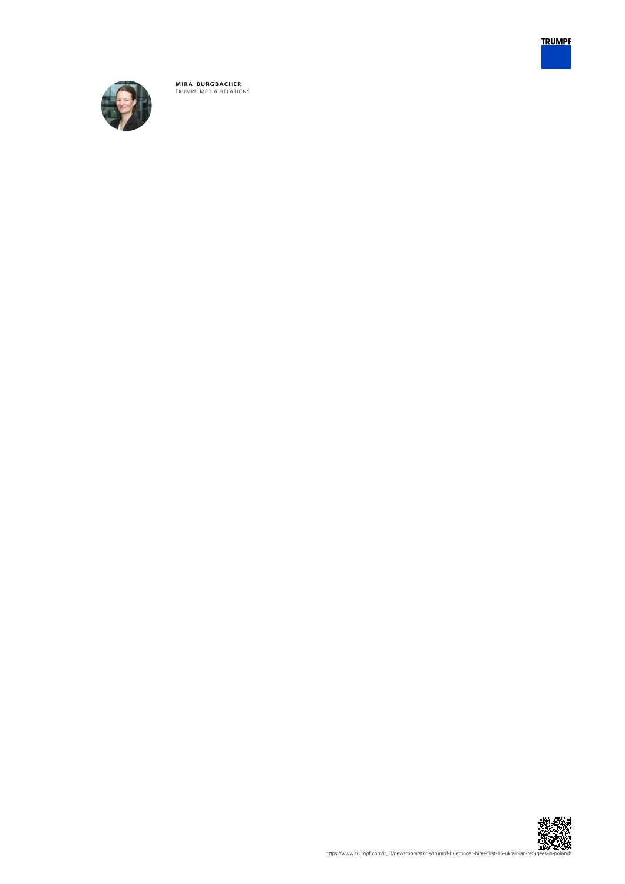**MIRA BURGBACHER**
TRUMPF MEDIA RELATIONS